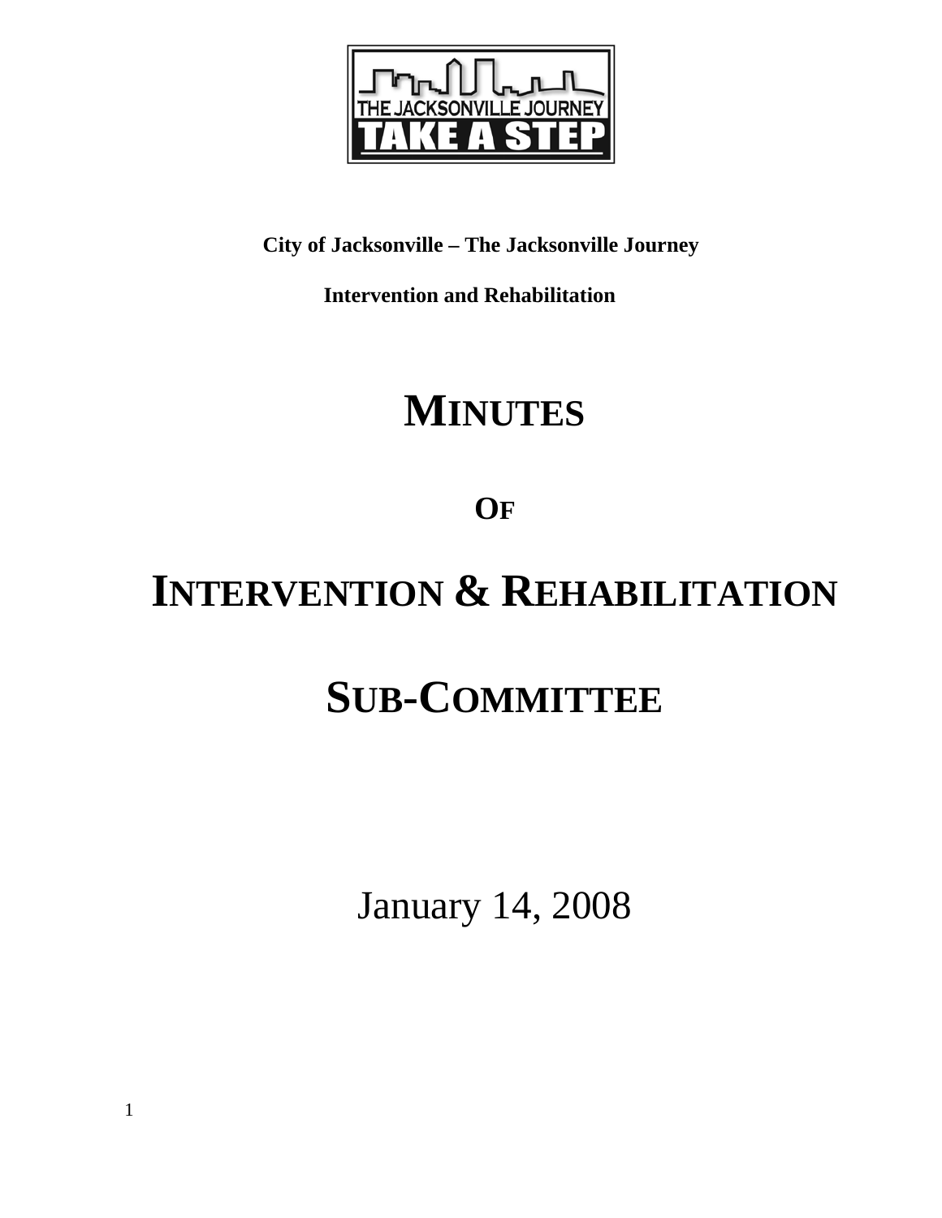**City of Jacksonville – The Jacksonville Journey**

**Intervention and Rehabilitation**

# MINUTES

## OF

# INTERVENTION & REHABILITATION

# SUB-COMMITTEE

January 14, 2008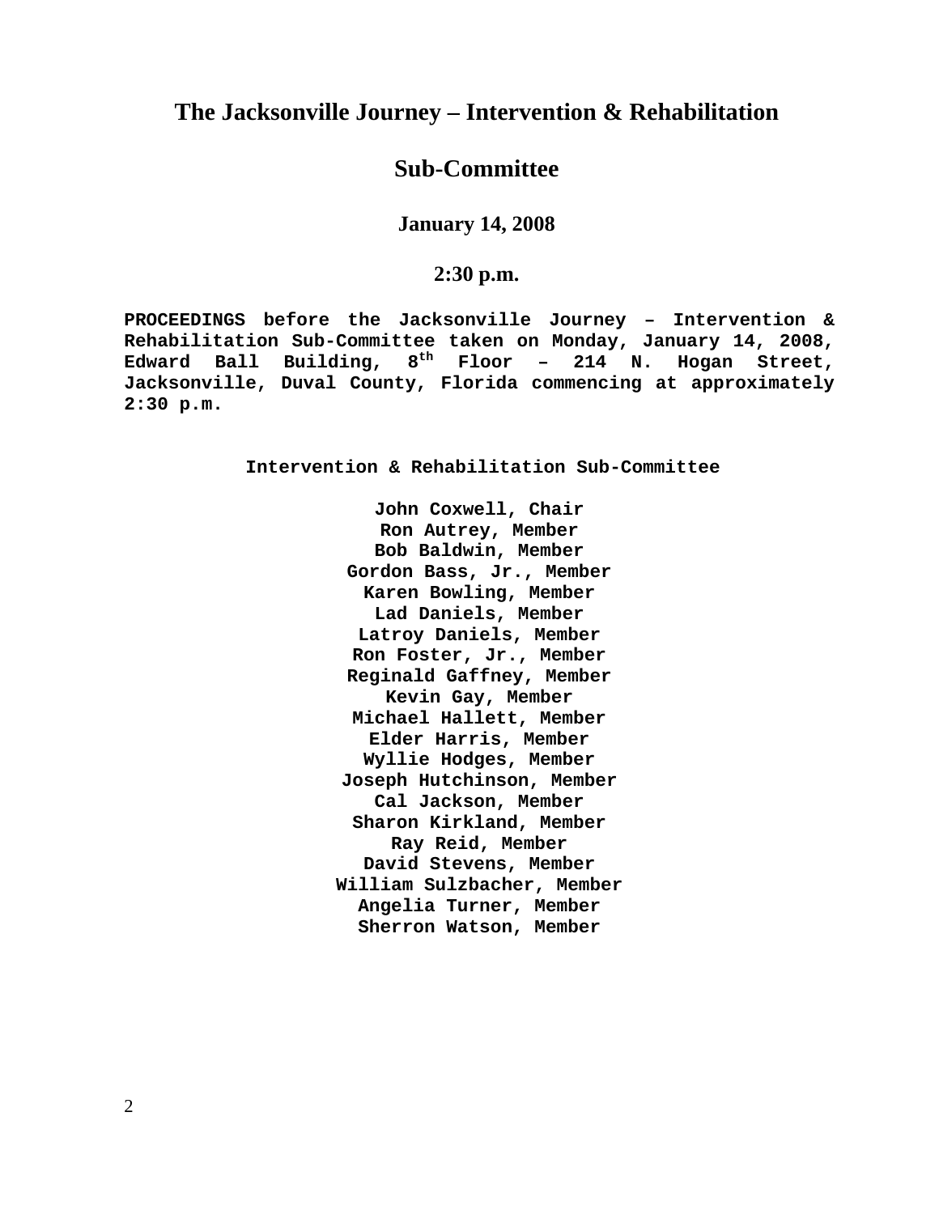# The Jacksonville Journey – Intervention & Rehabilitation

# Sub-Committee

### January 14, 2008

### 2:30 p.m.

**PROCEEDINGS before the Jacksonville Journey – Intervention & Rehabilitation Sub-Committee taken on Monday, January 14, 2008, Edward Ball Building, 8th Floor – 214 N. Hogan Street, Jacksonville, Duval County, Florida commencing at approximately 2:30 p.m.**

**Intervention & Rehabilitation Sub-Committee**

**John Coxwell, Chair**
**Ron Autrey, Member**
**Bob Baldwin, Member**
**Gordon Bass, Jr., Member**
**Karen Bowling, Member**
**Lad Daniels, Member**
**Latroy Daniels, Member**
**Ron Foster, Jr., Member**
**Reginald Gaffney, Member**
**Kevin Gay, Member**
**Michael Hallett, Member**
**Elder Harris, Member**
**Wyllie Hodges, Member**
**Joseph Hutchinson, Member**
**Cal Jackson, Member**
**Sharon Kirkland, Member**
**Ray Reid, Member**
**David Stevens, Member**
**William Sulzbacher, Member**
**Angelia Turner, Member**
**Sherron Watson, Member**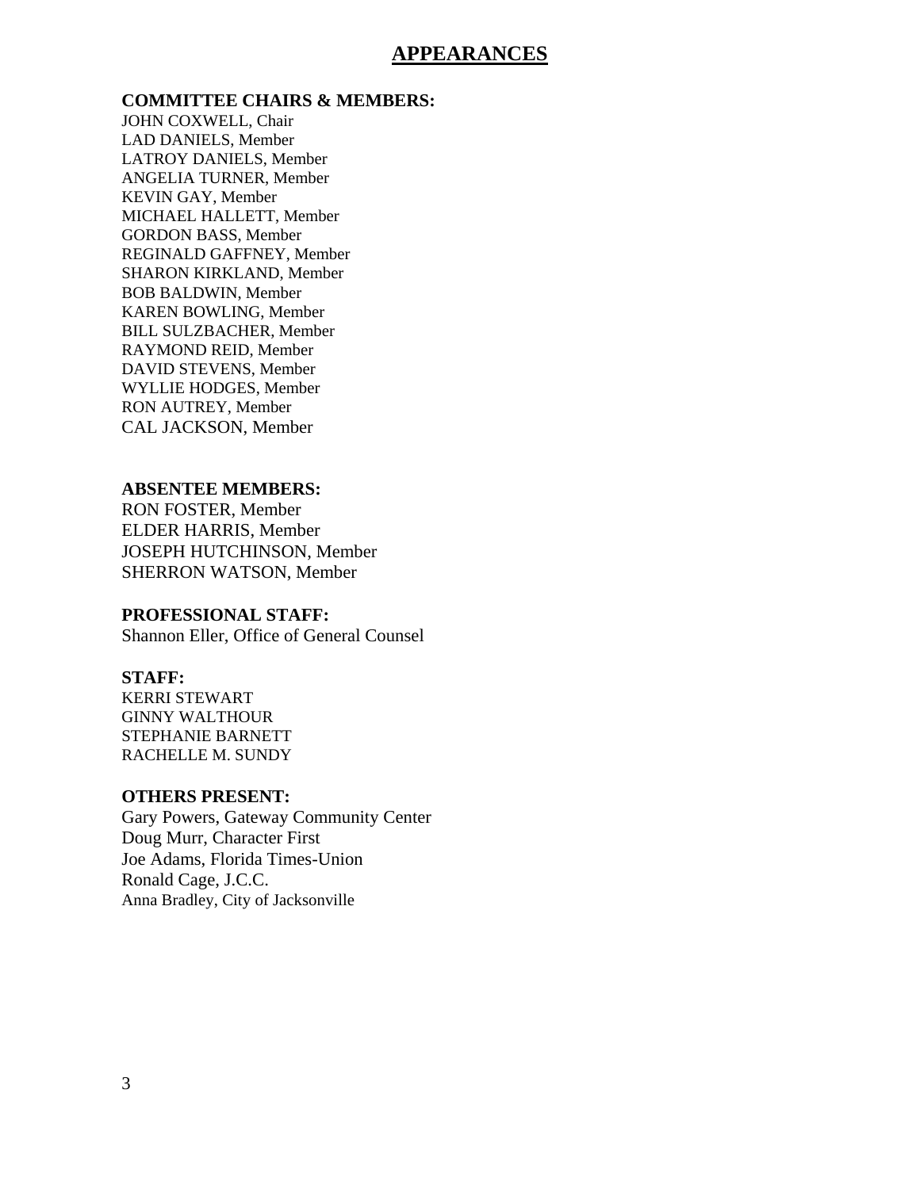# APPEARANCES

**COMMITTEE CHAIRS & MEMBERS:**

JOHN COXWELL, Chair
LAD DANIELS, Member
LATROY DANIELS, Member
ANGELIA TURNER, Member
KEVIN GAY, Member
MICHAEL HALLETT, Member
GORDON BASS, Member
REGINALD GAFFNEY, Member
SHARON KIRKLAND, Member
BOB BALDWIN, Member
KAREN BOWLING, Member
BILL SULZBACHER, Member
RAYMOND REID, Member
DAVID STEVENS, Member
WYLLIE HODGES, Member
RON AUTREY, Member
CAL JACKSON, Member

**ABSENTEE MEMBERS:**

RON FOSTER, Member
ELDER HARRIS, Member
JOSEPH HUTCHINSON, Member
SHERRON WATSON, Member

**PROFESSIONAL STAFF:**

Shannon Eller, Office of General Counsel

**STAFF:**

KERRI STEWART
GINNY WALTHOUR
STEPHANIE BARNETT
RACHELLE M. SUNDY

**OTHERS PRESENT:**

Gary Powers, Gateway Community Center
Doug Murr, Character First
Joe Adams, Florida Times-Union
Ronald Cage, J.C.C.
Anna Bradley, City of Jacksonville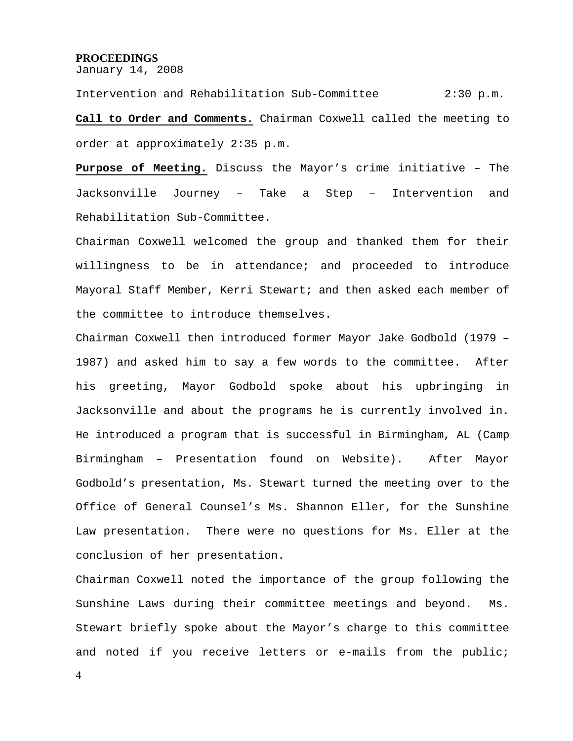**PROCEEDINGS**

January 14, 2008

Intervention and Rehabilitation Sub-Committee 2:30 p.m.

**Call to Order and Comments.** Chairman Coxwell called the meeting to order at approximately 2:35 p.m.

**Purpose of Meeting.** Discuss the Mayor's crime initiative – The Jacksonville Journey – Take a Step – Intervention and Rehabilitation Sub-Committee.

Chairman Coxwell welcomed the group and thanked them for their willingness to be in attendance; and proceeded to introduce Mayoral Staff Member, Kerri Stewart; and then asked each member of the committee to introduce themselves.

Chairman Coxwell then introduced former Mayor Jake Godbold (1979 – 1987) and asked him to say a few words to the committee. After his greeting, Mayor Godbold spoke about his upbringing in Jacksonville and about the programs he is currently involved in. He introduced a program that is successful in Birmingham, AL (Camp Birmingham – Presentation found on Website). After Mayor Godbold's presentation, Ms. Stewart turned the meeting over to the Office of General Counsel's Ms. Shannon Eller, for the Sunshine Law presentation. There were no questions for Ms. Eller at the conclusion of her presentation.

Chairman Coxwell noted the importance of the group following the Sunshine Laws during their committee meetings and beyond. Ms. Stewart briefly spoke about the Mayor's charge to this committee and noted if you receive letters or e-mails from the public;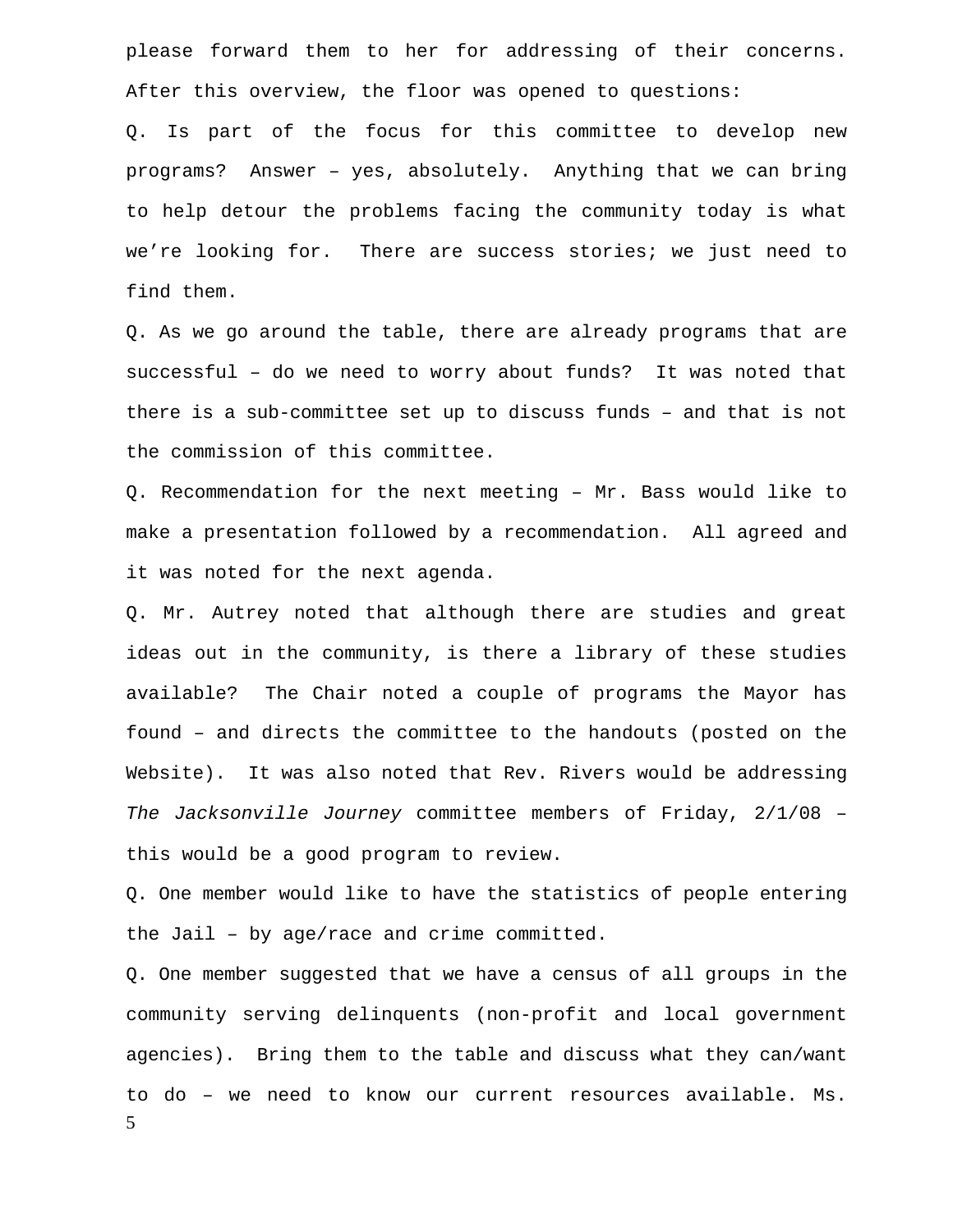please forward them to her for addressing of their concerns. After this overview, the floor was opened to questions:

Q. Is part of the focus for this committee to develop new programs? Answer – yes, absolutely. Anything that we can bring to help detour the problems facing the community today is what we're looking for. There are success stories; we just need to find them.

Q. As we go around the table, there are already programs that are successful – do we need to worry about funds? It was noted that there is a sub-committee set up to discuss funds – and that is not the commission of this committee.

Q. Recommendation for the next meeting – Mr. Bass would like to make a presentation followed by a recommendation. All agreed and it was noted for the next agenda.

Q. Mr. Autrey noted that although there are studies and great ideas out in the community, is there a library of these studies available? The Chair noted a couple of programs the Mayor has found – and directs the committee to the handouts (posted on the Website). It was also noted that Rev. Rivers would be addressing *The Jacksonville Journey* committee members of Friday, 2/1/08 – this would be a good program to review.

Q. One member would like to have the statistics of people entering the Jail – by age/race and crime committed.

Q. One member suggested that we have a census of all groups in the community serving delinquents (non-profit and local government agencies). Bring them to the table and discuss what they can/want to do – we need to know our current resources available. Ms.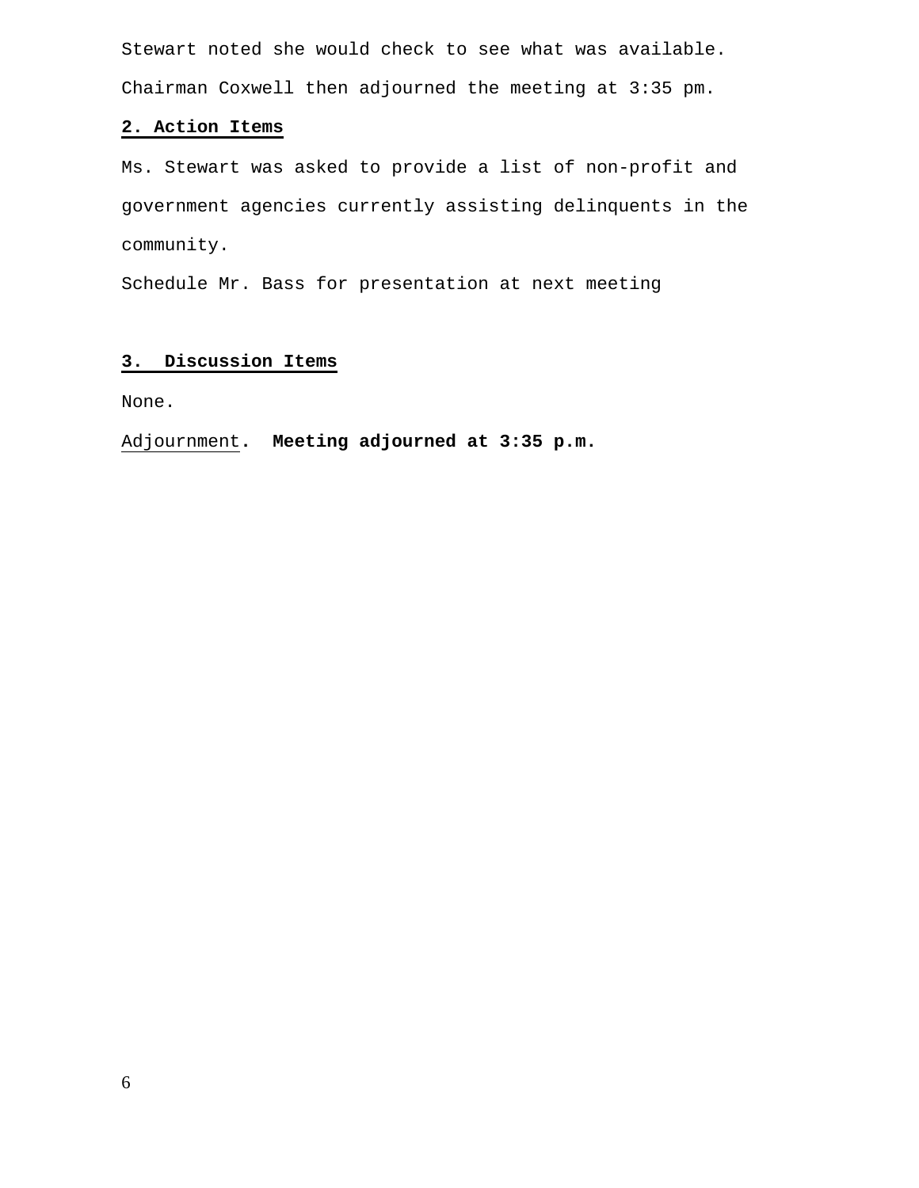Stewart noted she would check to see what was available.

Chairman Coxwell then adjourned the meeting at 3:35 pm.

## **2. Action Items**

Ms. Stewart was asked to provide a list of non-profit and government agencies currently assisting delinquents in the community.

Schedule Mr. Bass for presentation at next meeting

## **3. Discussion Items**

None.

Adjournment. **Meeting adjourned at 3:35 p.m.**